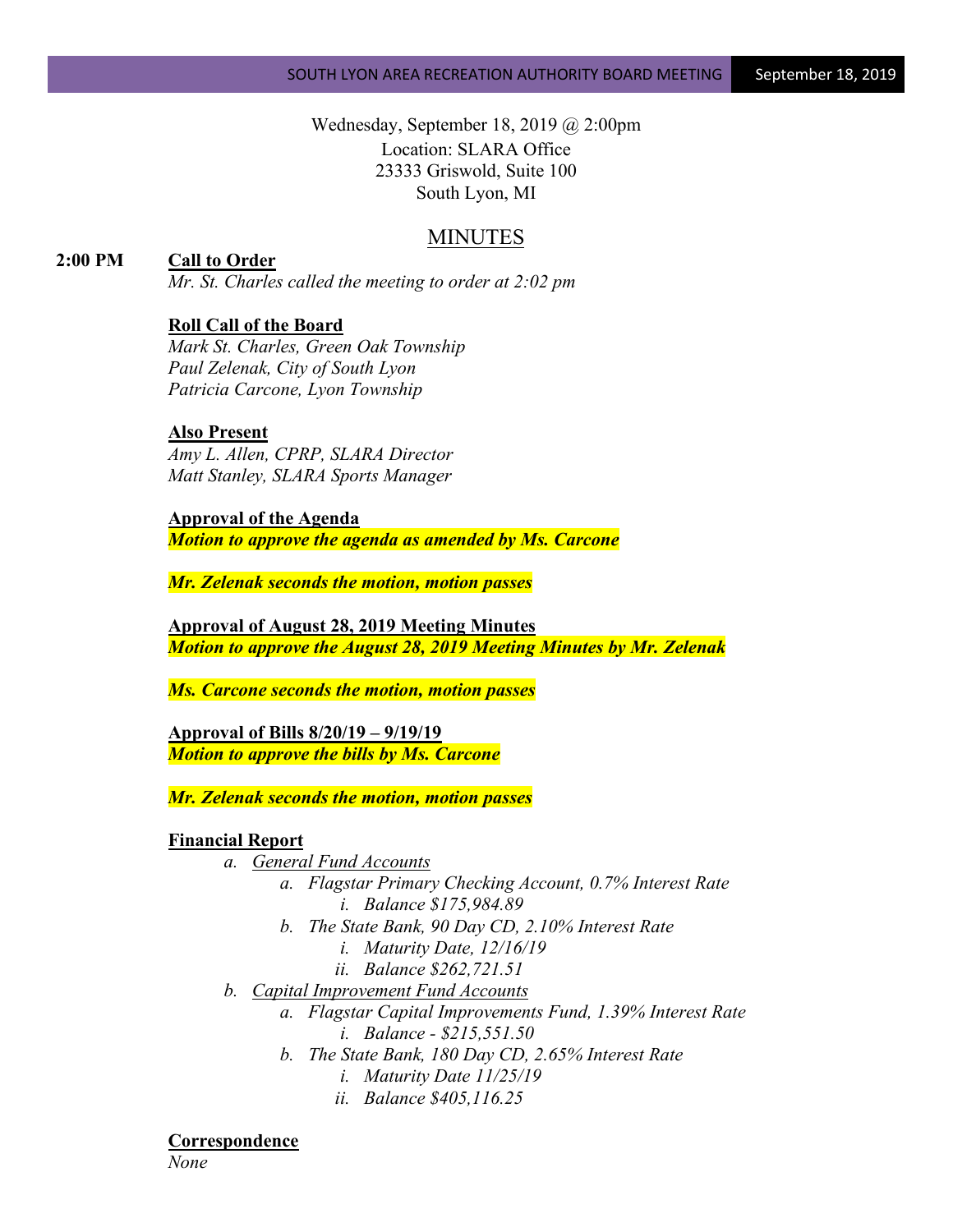Wednesday, September 18, 2019 @ 2:00pm
Location: SLARA Office
23333 Griswold, Suite 100
South Lyon, MI

# MINUTES

**2:00 PM** **Call to Order**

*Mr. St. Charles called the meeting to order at 2:02 pm*

**Roll Call of the Board**

*Mark St. Charles, Green Oak Township*
*Paul Zelenak, City of South Lyon*
*Patricia Carcone, Lyon Township*

**Also Present**

*Amy L. Allen, CPRP, SLARA Director*
*Matt Stanley, SLARA Sports Manager*

**Approval of the Agenda**

***Motion to approve the agenda as amended by Ms. Carcone***

***Mr. Zelenak seconds the motion, motion passes***

**Approval of August 28, 2019 Meeting Minutes**

***Motion to approve the August 28, 2019 Meeting Minutes by Mr. Zelenak***

***Ms. Carcone seconds the motion, motion passes***

**Approval of Bills 8/20/19 – 9/19/19**

***Motion to approve the bills by Ms. Carcone***

***Mr. Zelenak seconds the motion, motion passes***

**Financial Report**

a. *General Fund Accounts*
   a. *Flagstar Primary Checking Account, 0.7% Interest Rate*
      i. *Balance $175,984.89*
   b. *The State Bank, 90 Day CD, 2.10% Interest Rate*
      i. *Maturity Date, 12/16/19*
      ii. *Balance $262,721.51*
b. *Capital Improvement Fund Accounts*
   a. *Flagstar Capital Improvements Fund, 1.39% Interest Rate*
      i. *Balance - $215,551.50*
   b. *The State Bank, 180 Day CD, 2.65% Interest Rate*
      i. *Maturity Date 11/25/19*
      ii. *Balance $405,116.25*

**Correspondence**

*None*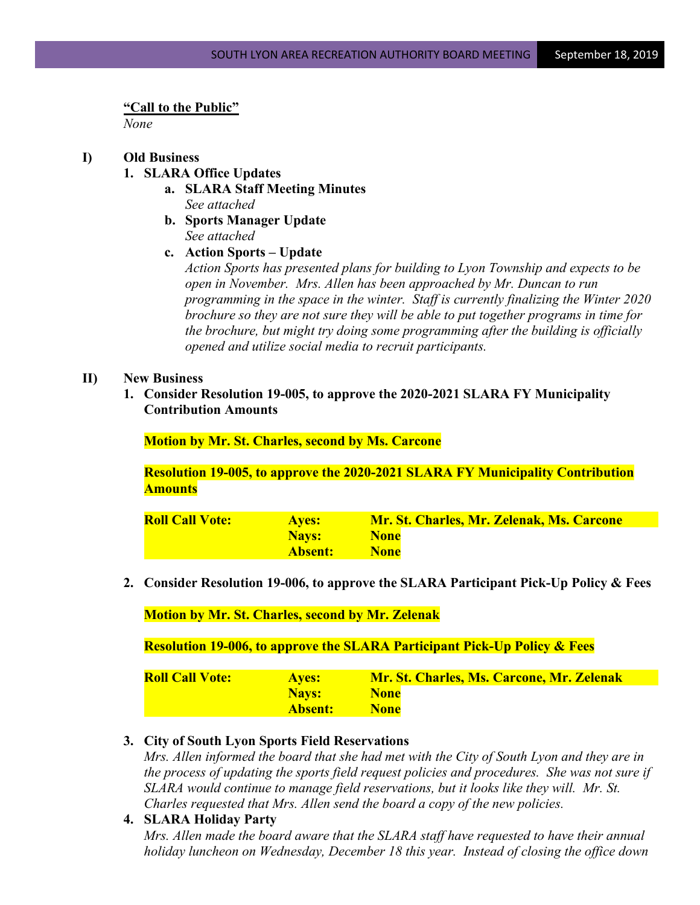**"Call to the Public"**
*None*

**I) Old Business**

**1. SLARA Office Updates**

**a. SLARA Staff Meeting Minutes**
*See attached*

**b. Sports Manager Update**
*See attached*

**c. Action Sports – Update**
*Action Sports has presented plans for building to Lyon Township and expects to be open in November. Mrs. Allen has been approached by Mr. Duncan to run programming in the space in the winter. Staff is currently finalizing the Winter 2020 brochure so they are not sure they will be able to put together programs in time for the brochure, but might try doing some programming after the building is officially opened and utilize social media to recruit participants.*

**II) New Business**

**1. Consider Resolution 19-005, to approve the 2020-2021 SLARA FY Municipality Contribution Amounts**

**Motion by Mr. St. Charles, second by Ms. Carcone**

**Resolution 19-005, to approve the 2020-2021 SLARA FY Municipality Contribution Amounts**

| Roll Call Vote: | Ayes: | Mr. St. Charles, Mr. Zelenak, Ms. Carcone |
|---|---|---|
| | Nays: | None |
| | Absent: | None |

**2. Consider Resolution 19-006, to approve the SLARA Participant Pick-Up Policy & Fees**

**Motion by Mr. St. Charles, second by Mr. Zelenak**

**Resolution 19-006, to approve the SLARA Participant Pick-Up Policy & Fees**

| Roll Call Vote: | Ayes: | Mr. St. Charles, Ms. Carcone, Mr. Zelenak |
|---|---|---|
| | Nays: | None |
| | Absent: | None |

**3. City of South Lyon Sports Field Reservations**
*Mrs. Allen informed the board that she had met with the City of South Lyon and they are in the process of updating the sports field request policies and procedures. She was not sure if SLARA would continue to manage field reservations, but it looks like they will. Mr. St. Charles requested that Mrs. Allen send the board a copy of the new policies.*

**4. SLARA Holiday Party**
*Mrs. Allen made the board aware that the SLARA staff have requested to have their annual holiday luncheon on Wednesday, December 18 this year. Instead of closing the office down*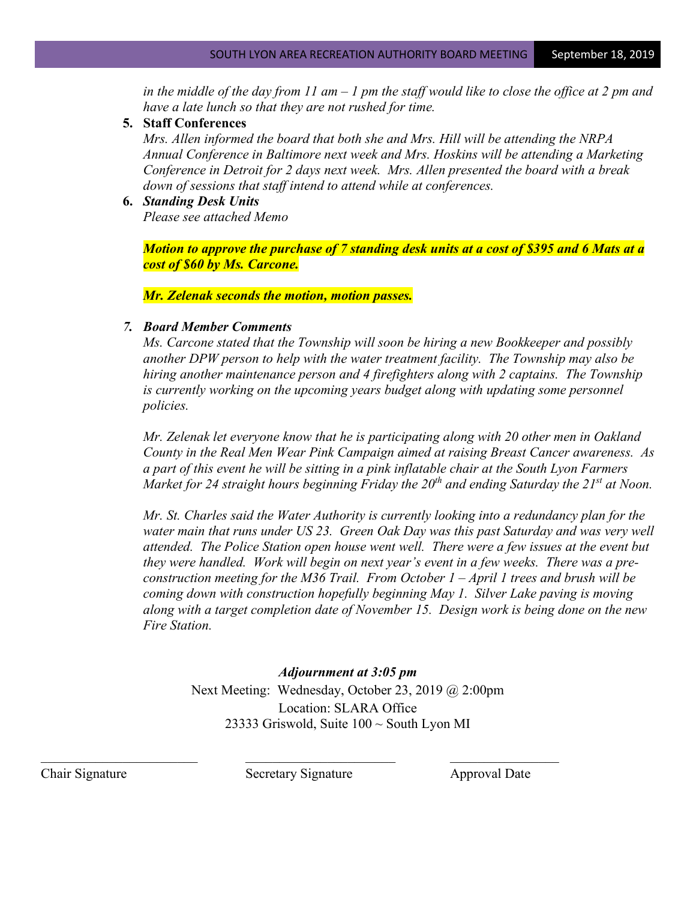*in the middle of the day from 11 am – 1 pm the staff would like to close the office at 2 pm and have a late lunch so that they are not rushed for time.*

5. **Staff Conferences**

   *Mrs. Allen informed the board that both she and Mrs. Hill will be attending the NRPA Annual Conference in Baltimore next week and Mrs. Hoskins will be attending a Marketing Conference in Detroit for 2 days next week. Mrs. Allen presented the board with a break down of sessions that staff intend to attend while at conferences.*

6. ***Standing Desk Units***

   *Please see attached Memo*

   ***Motion to approve the purchase of 7 standing desk units at a cost of $395 and 6 Mats at a cost of $60 by Ms. Carcone.***

   ***Mr. Zelenak seconds the motion, motion passes.***

7. ***Board Member Comments***

   *Ms. Carcone stated that the Township will soon be hiring a new Bookkeeper and possibly another DPW person to help with the water treatment facility. The Township may also be hiring another maintenance person and 4 firefighters along with 2 captains. The Township is currently working on the upcoming years budget along with updating some personnel policies.*

   *Mr. Zelenak let everyone know that he is participating along with 20 other men in Oakland County in the Real Men Wear Pink Campaign aimed at raising Breast Cancer awareness. As a part of this event he will be sitting in a pink inflatable chair at the South Lyon Farmers Market for 24 straight hours beginning Friday the 20th and ending Saturday the 21st at Noon.*

   *Mr. St. Charles said the Water Authority is currently looking into a redundancy plan for the water main that runs under US 23. Green Oak Day was this past Saturday and was very well attended. The Police Station open house went well. There were a few issues at the event but they were handled. Work will begin on next year's event in a few weeks. There was a pre-construction meeting for the M36 Trail. From October 1 – April 1 trees and brush will be coming down with construction hopefully beginning May 1. Silver Lake paving is moving along with a target completion date of November 15. Design work is being done on the new Fire Station.*

***Adjournment at 3:05 pm***

Next Meeting: Wednesday, October 23, 2019 @ 2:00pm

Location: SLARA Office

23333 Griswold, Suite 100 ~ South Lyon MI

\_\_\_\_\_\_\_\_\_\_\_\_\_\_\_\_\_\_\_\_\_\_\_\_ \_\_\_\_\_\_\_\_\_\_\_\_\_\_\_\_\_\_\_\_\_\_\_\_ \_\_\_\_\_\_\_\_\_\_\_\_\_\_\_\_\_\_

Chair Signature　　　　Secretary Signature　　　　Approval Date